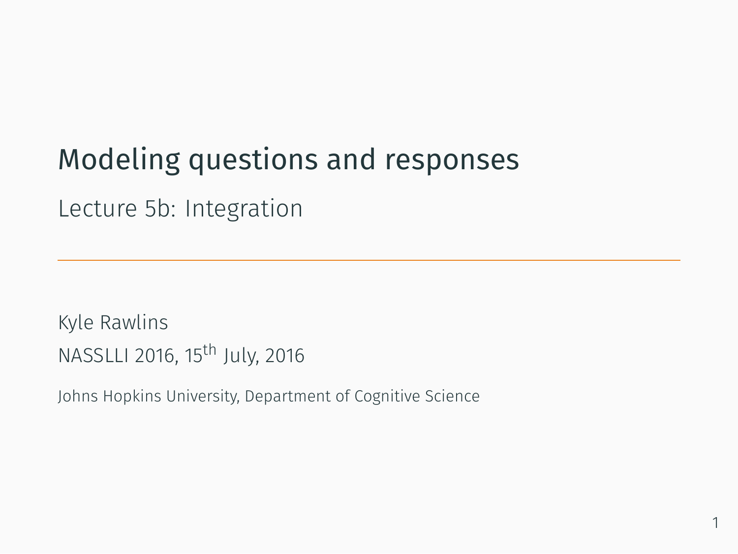# Modeling questions and responses

## Lecture 5b: Integration

Kyle Rawlins

NASSLLI 2016, 15th July, 2016

Johns Hopkins University, Department of Cognitive Science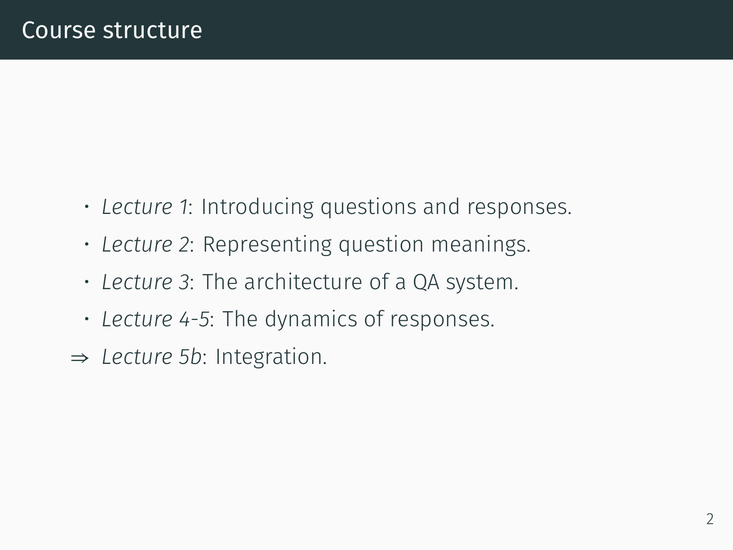# Course structure

- *Lecture 1*: Introducing questions and responses.
- *Lecture 2*: Representing question meanings.
- *Lecture 3*: The architecture of a QA system.
- *Lecture 4-5*: The dynamics of responses.

$\Rightarrow$ *Lecture 5b*: Integration.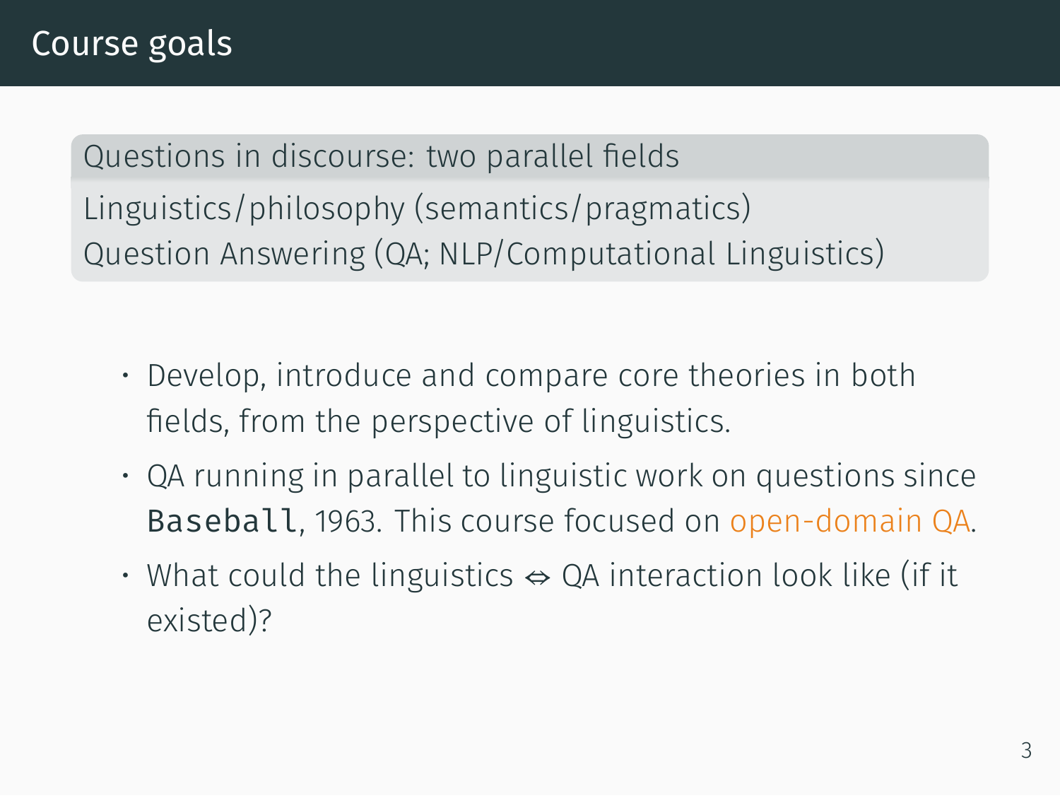# Course goals

**Questions in discourse: two parallel fields**

Linguistics/philosophy (semantics/pragmatics)
Question Answering (QA; NLP/Computational Linguistics)

- Develop, introduce and compare core theories in both fields, from the perspective of linguistics.
- QA running in parallel to linguistic work on questions since `Baseball`, 1963. This course focused on open-domain QA.
- What could the linguistics ⇔ QA interaction look like (if it existed)?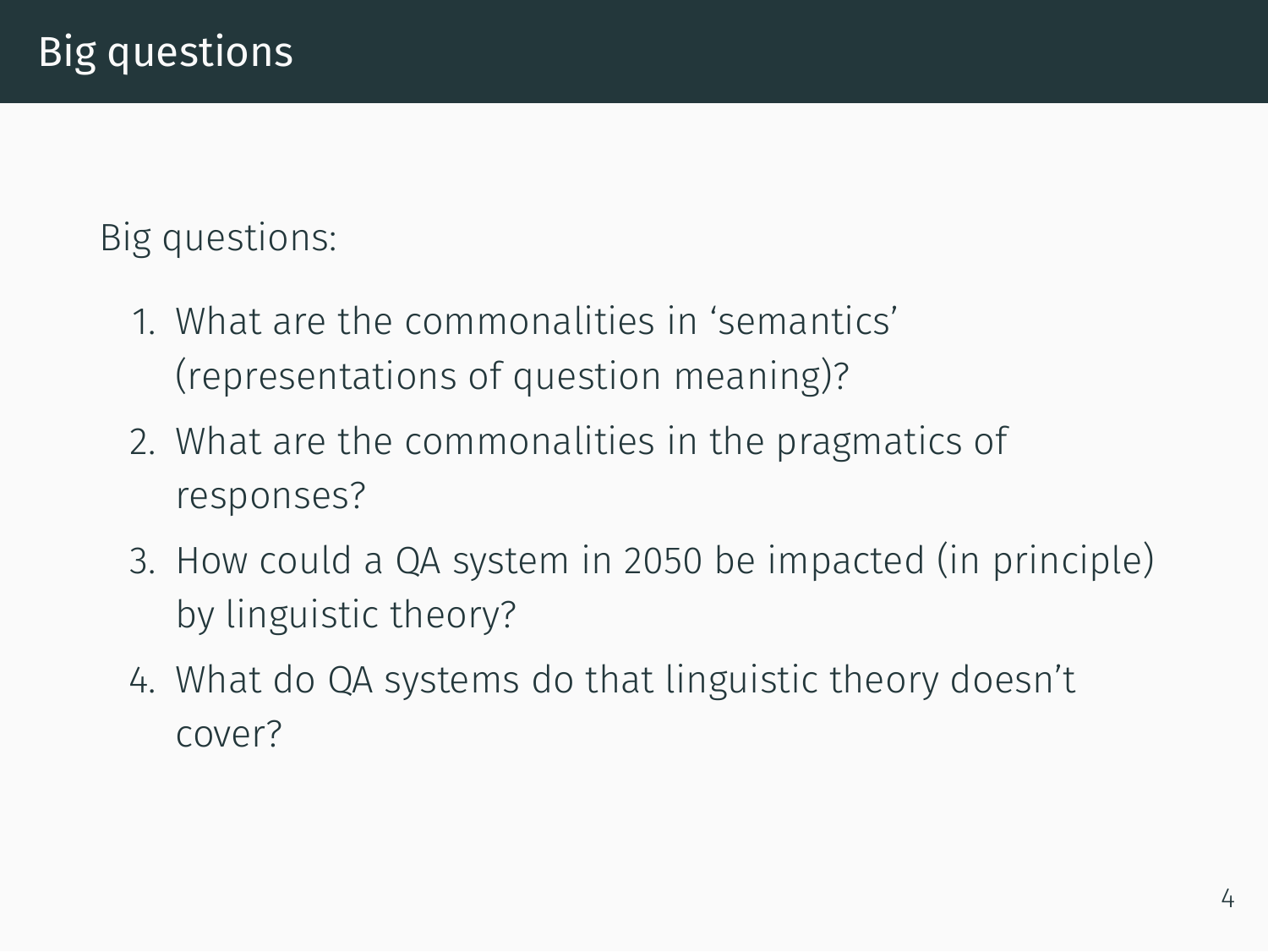# Big questions

Big questions:

1. What are the commonalities in ‘semantics’ (representations of question meaning)?
2. What are the commonalities in the pragmatics of responses?
3. How could a QA system in 2050 be impacted (in principle) by linguistic theory?
4. What do QA systems do that linguistic theory doesn’t cover?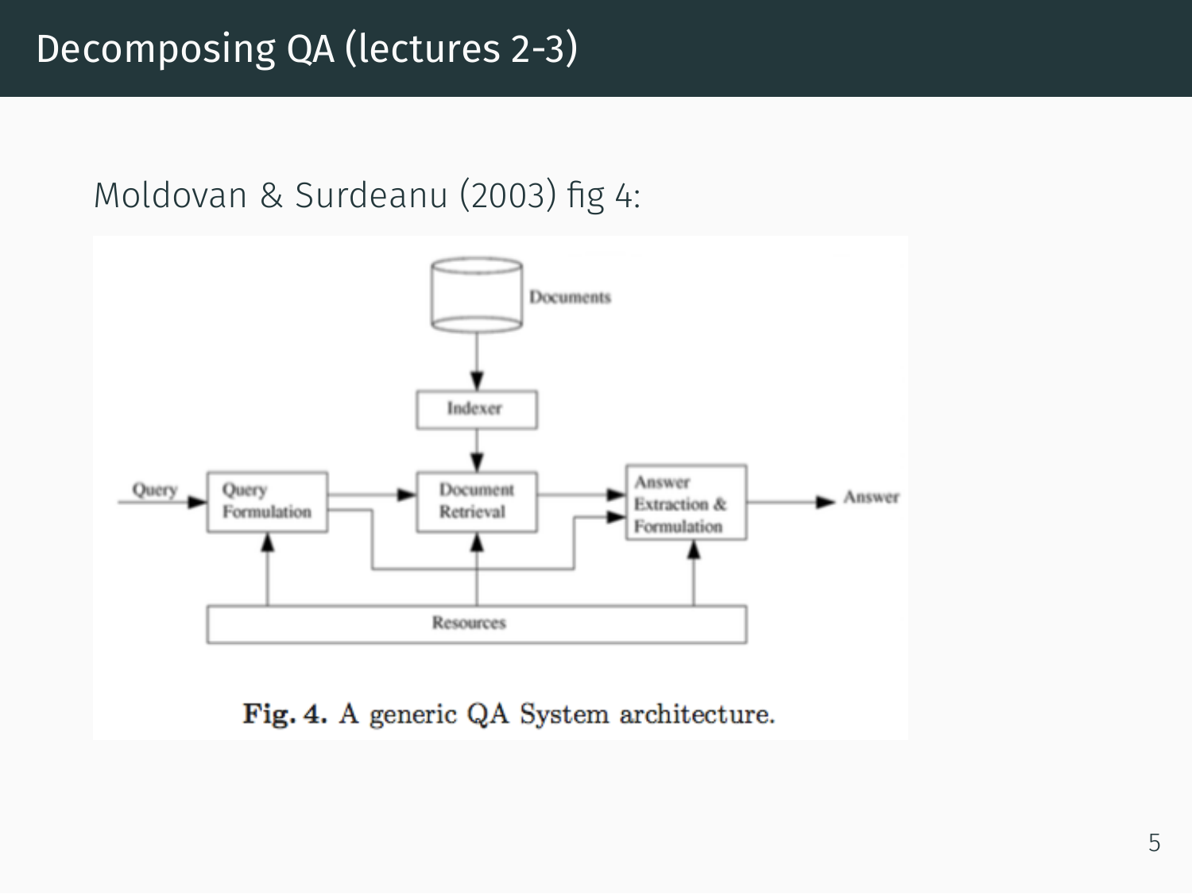# Decomposing QA (lectures 2-3)

Moldovan & Surdeanu (2003) fig 4:

Documents

Indexer

Query

Query Formulation

Document Retrieval

Answer Extraction & Formulation

Answer

Resources

**Fig. 4.** A generic QA System architecture.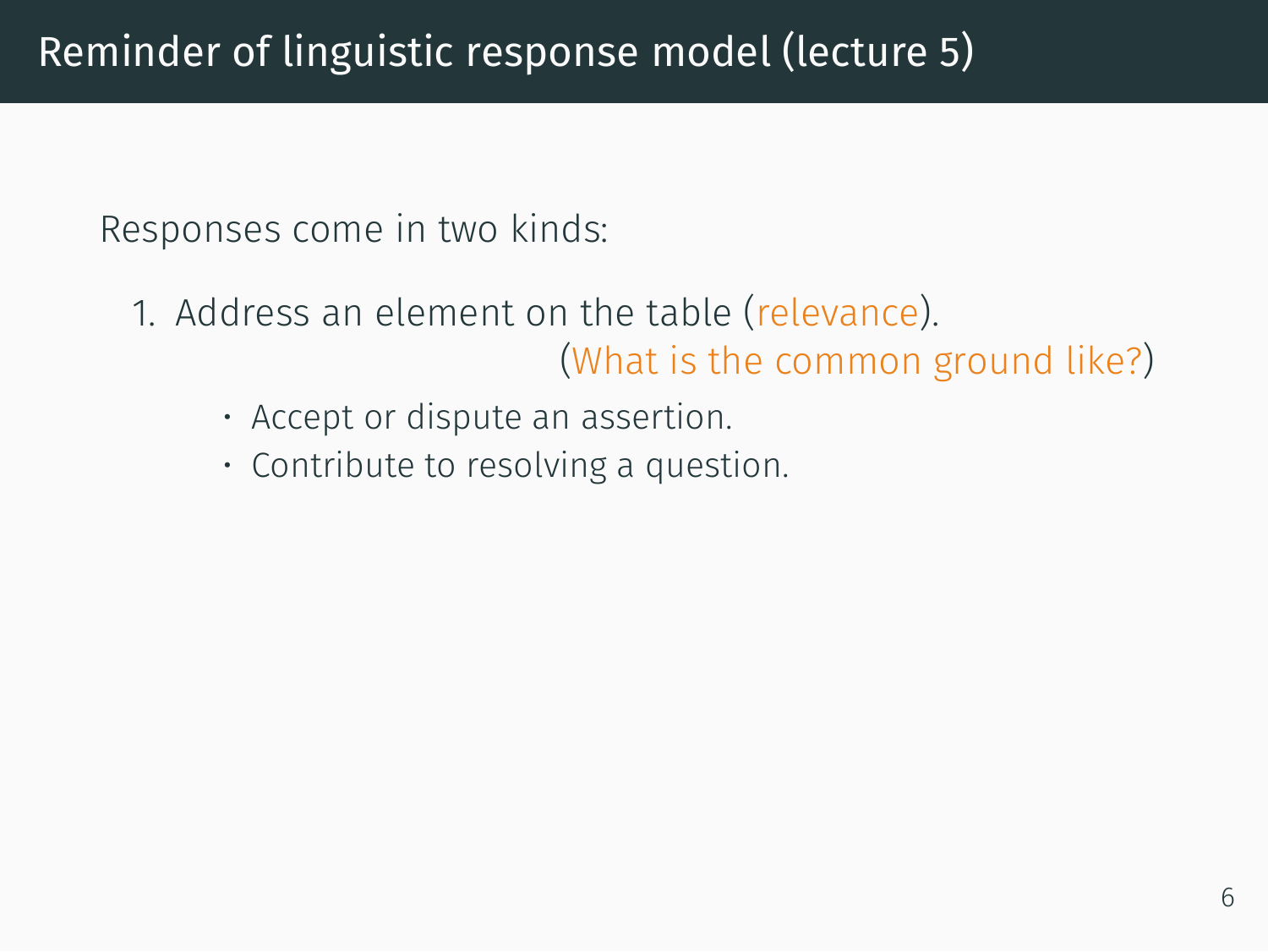# Reminder of linguistic response model (lecture 5)

Responses come in two kinds:

1. Address an element on the table (relevance).
   (What is the common ground like?)
   - Accept or dispute an assertion.
   - Contribute to resolving a question.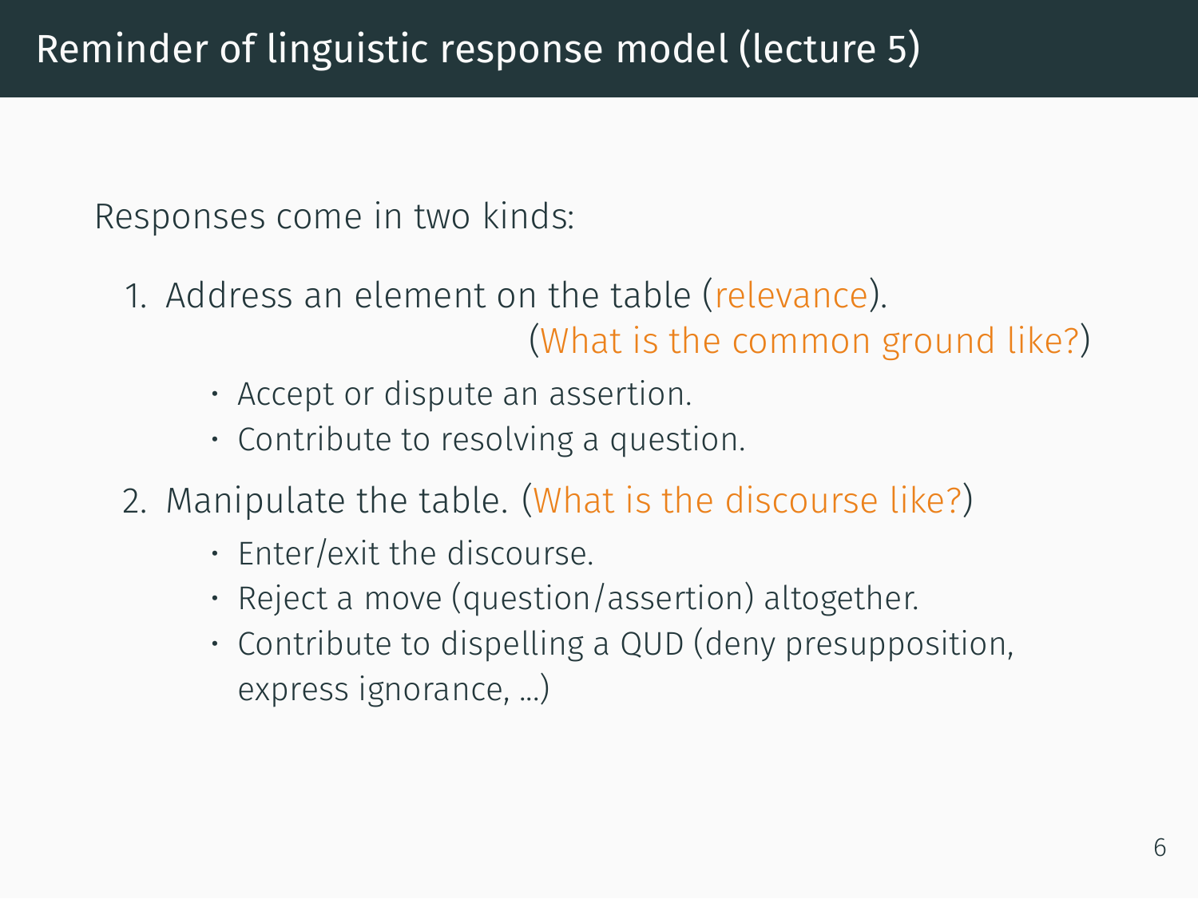# Reminder of linguistic response model (lecture 5)

Responses come in two kinds:

1. Address an element on the table (relevance).
   (What is the common ground like?)
   - Accept or dispute an assertion.
   - Contribute to resolving a question.
2. Manipulate the table. (What is the discourse like?)
   - Enter/exit the discourse.
   - Reject a move (question/assertion) altogether.
   - Contribute to dispelling a QUD (deny presupposition, express ignorance, ...)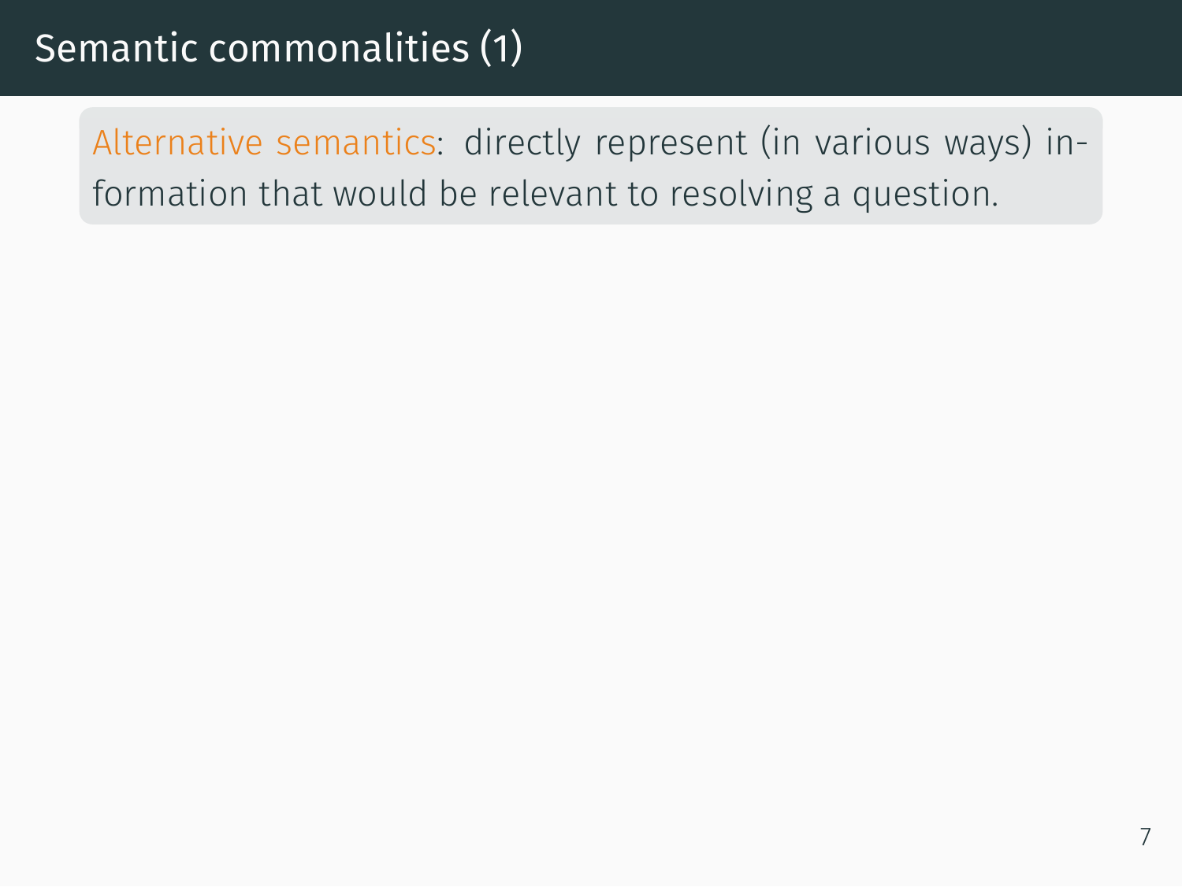# Semantic commonalities (1)

Alternative semantics: directly represent (in various ways) information that would be relevant to resolving a question.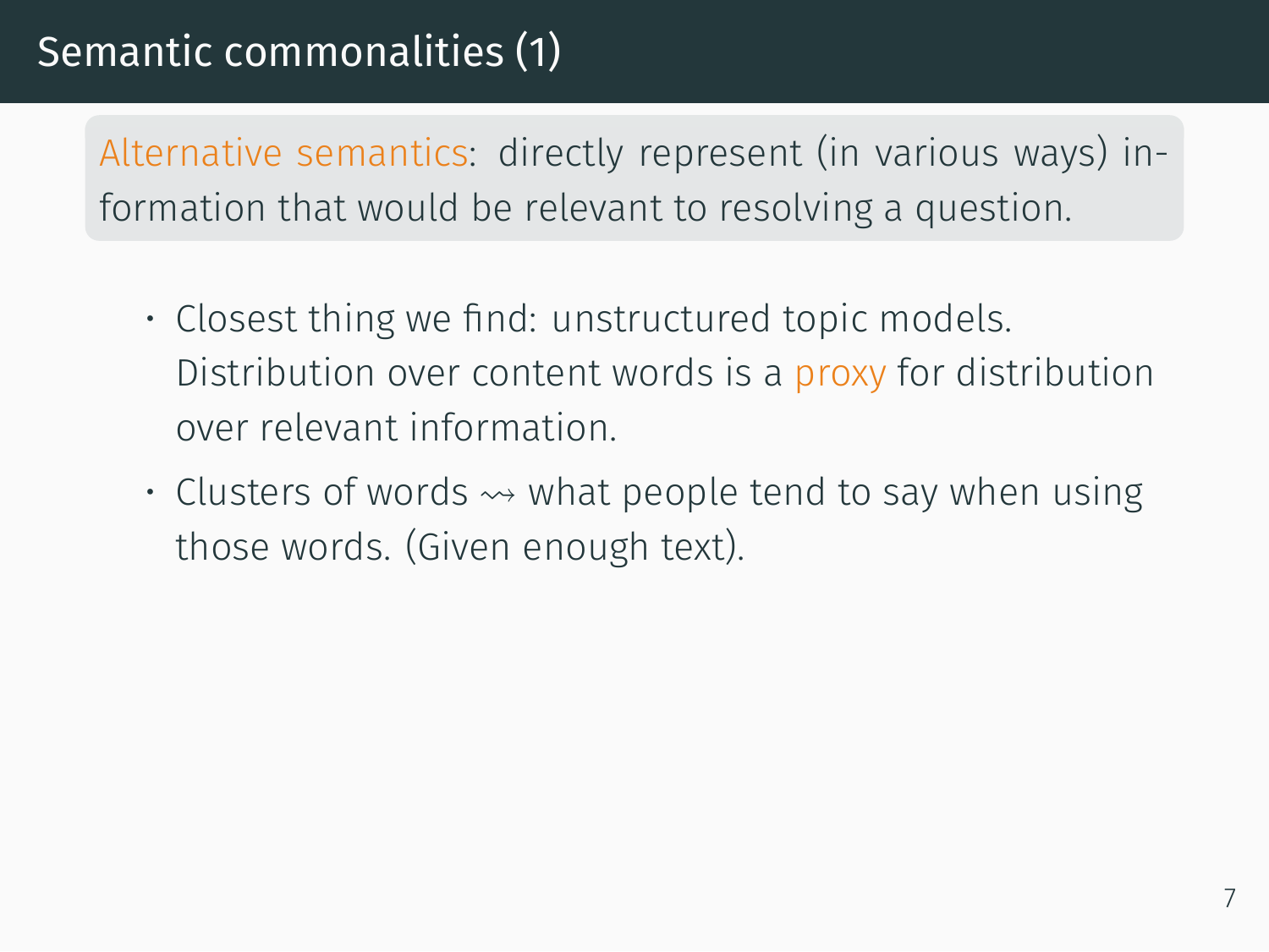# Semantic commonalities (1)

Alternative semantics: directly represent (in various ways) information that would be relevant to resolving a question.

- Closest thing we find: unstructured topic models. Distribution over content words is a proxy for distribution over relevant information.
- Clusters of words $\rightsquigarrow$ what people tend to say when using those words. (Given enough text).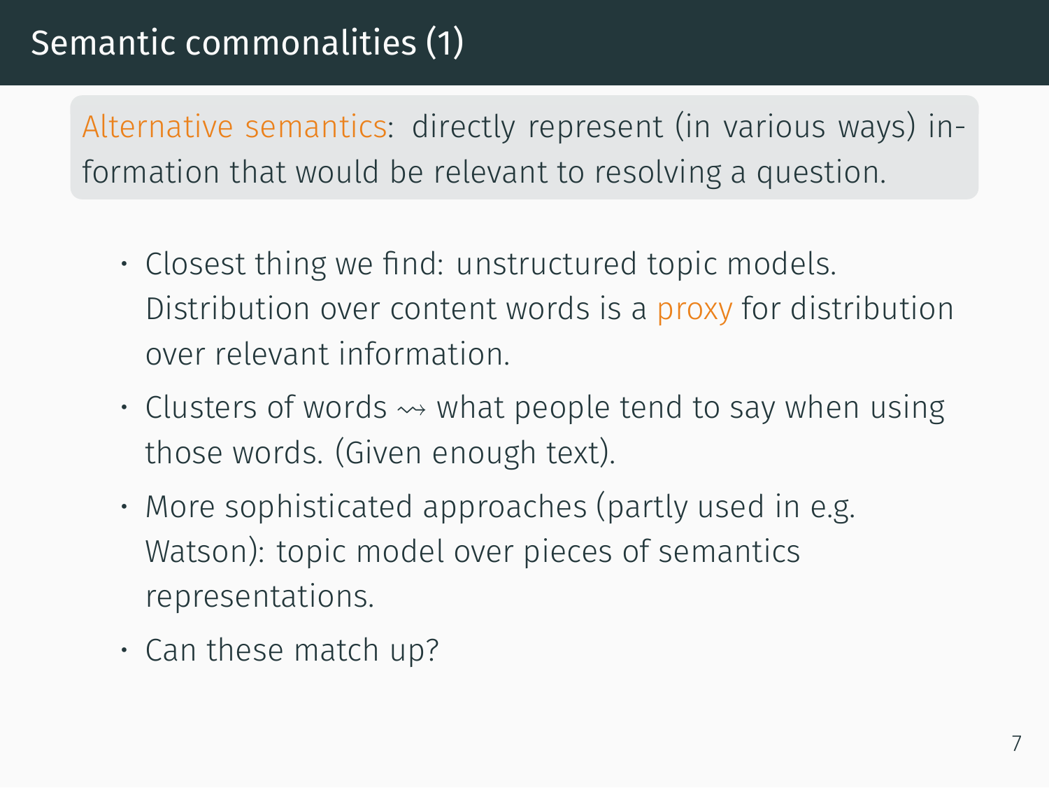# Semantic commonalities (1)

Alternative semantics: directly represent (in various ways) information that would be relevant to resolving a question.

- Closest thing we find: unstructured topic models. Distribution over content words is a proxy for distribution over relevant information.
- Clusters of words $\rightsquigarrow$ what people tend to say when using those words. (Given enough text).
- More sophisticated approaches (partly used in e.g. Watson): topic model over pieces of semantics representations.
- Can these match up?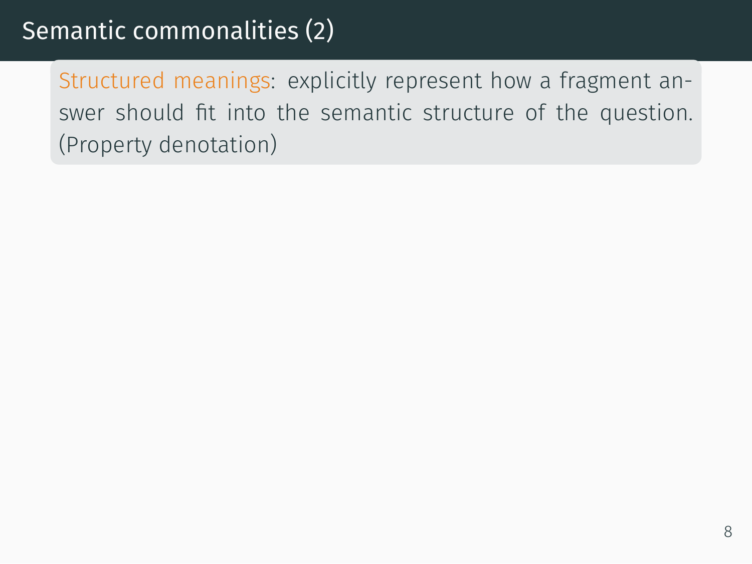# Semantic commonalities (2)

Structured meanings: explicitly represent how a fragment answer should fit into the semantic structure of the question. (Property denotation)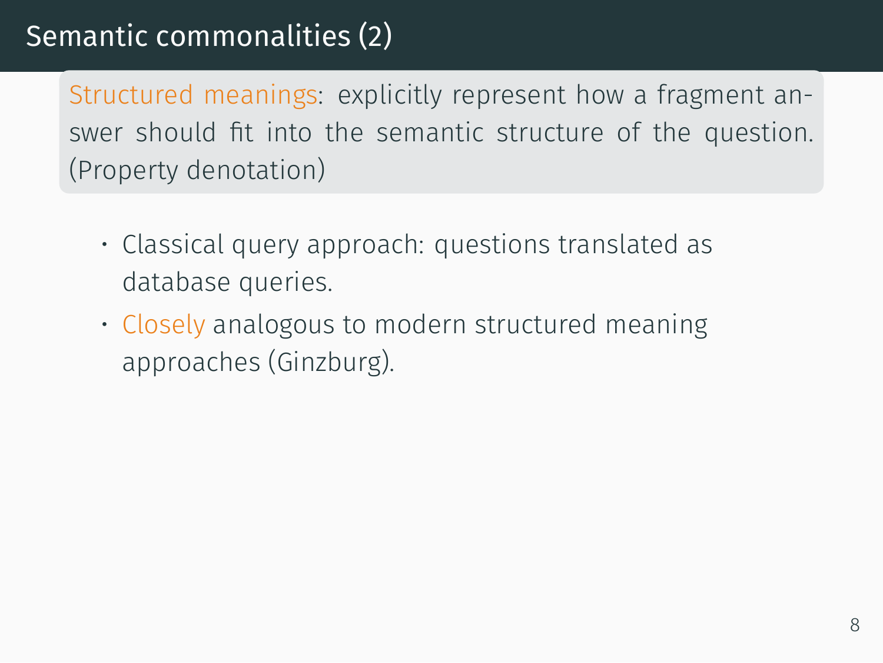# Semantic commonalities (2)

Structured meanings: explicitly represent how a fragment answer should fit into the semantic structure of the question. (Property denotation)

- Classical query approach: questions translated as database queries.
- Closely analogous to modern structured meaning approaches (Ginzburg).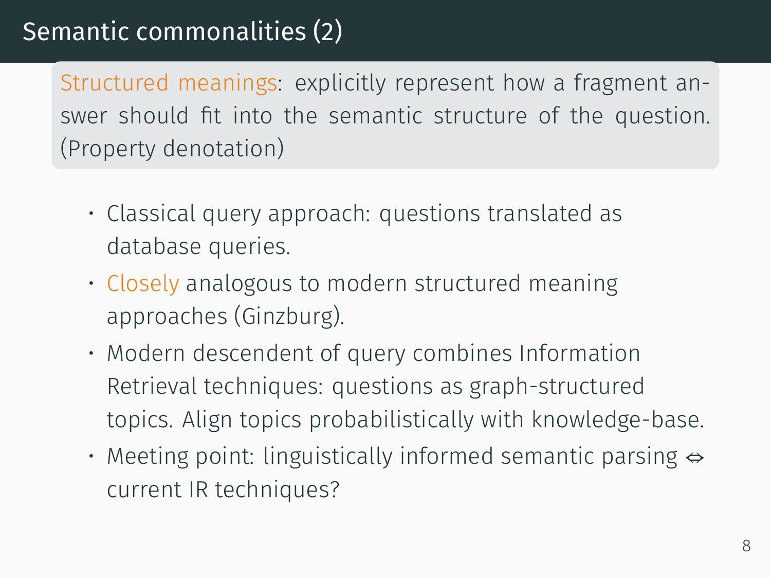# Semantic commonalities (2)

Structured meanings: explicitly represent how a fragment answer should fit into the semantic structure of the question. (Property denotation)

- Classical query approach: questions translated as database queries.
- Closely analogous to modern structured meaning approaches (Ginzburg).
- Modern descendent of query combines Information Retrieval techniques: questions as graph-structured topics. Align topics probabilistically with knowledge-base.
- Meeting point: linguistically informed semantic parsing ⇔ current IR techniques?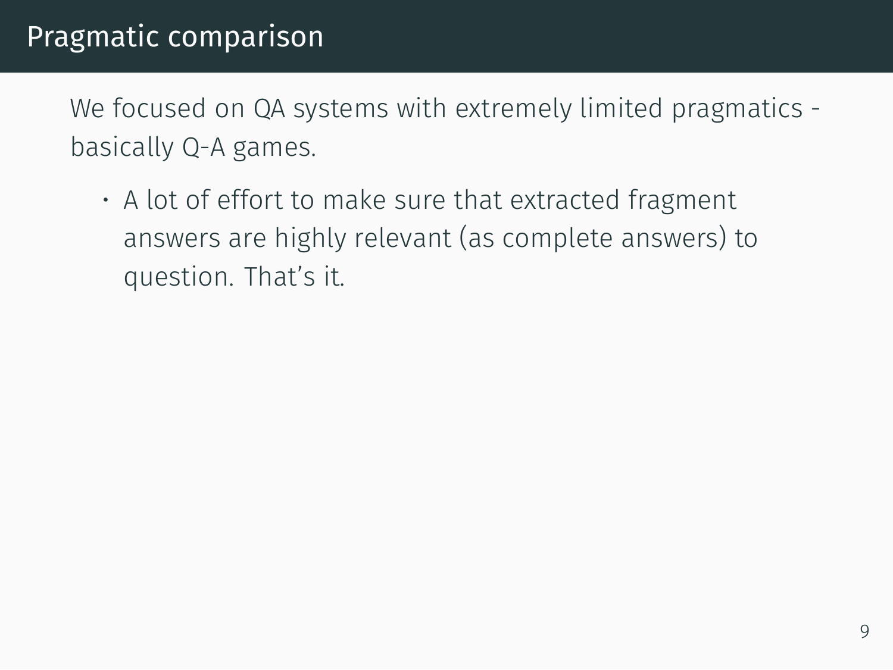# Pragmatic comparison

We focused on QA systems with extremely limited pragmatics - basically Q-A games.

- A lot of effort to make sure that extracted fragment answers are highly relevant (as complete answers) to question. That's it.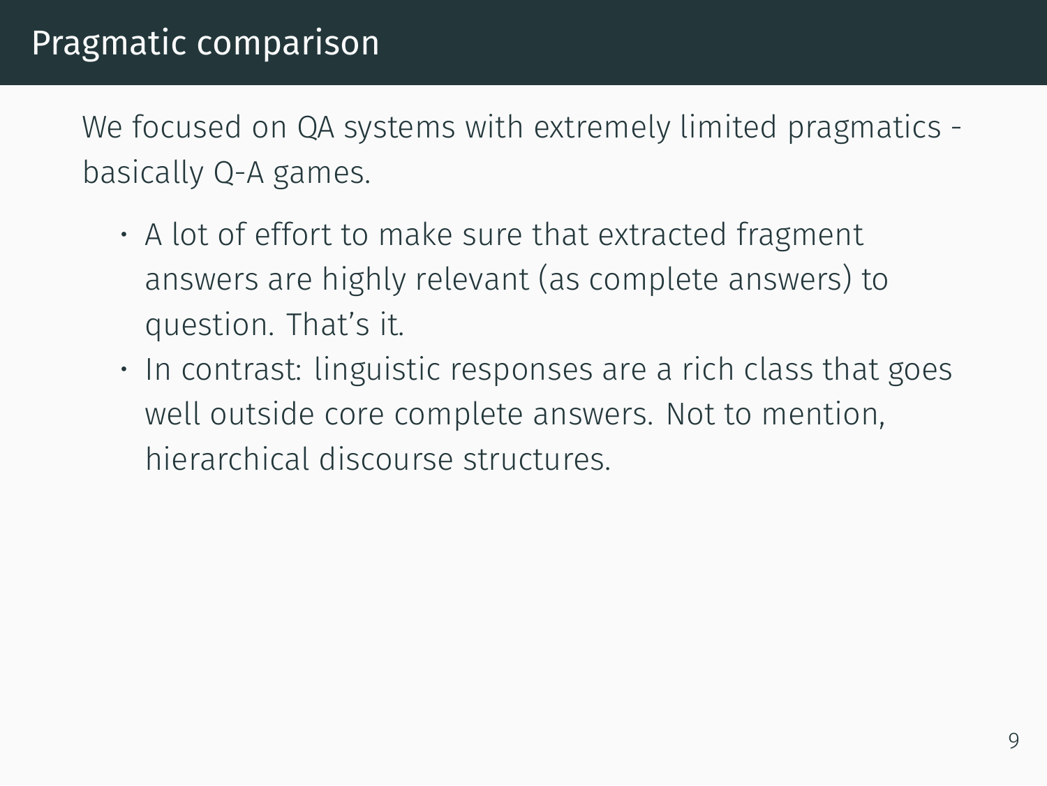# Pragmatic comparison

We focused on QA systems with extremely limited pragmatics - basically Q-A games.

- A lot of effort to make sure that extracted fragment answers are highly relevant (as complete answers) to question. That's it.
- In contrast: linguistic responses are a rich class that goes well outside core complete answers. Not to mention, hierarchical discourse structures.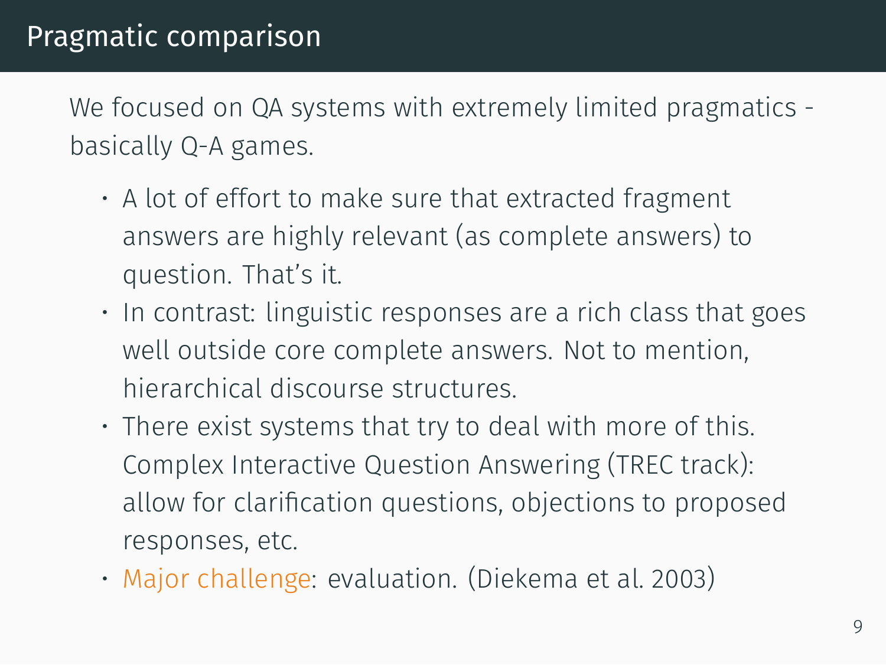# Pragmatic comparison

We focused on QA systems with extremely limited pragmatics - basically Q-A games.

- A lot of effort to make sure that extracted fragment answers are highly relevant (as complete answers) to question. That's it.
- In contrast: linguistic responses are a rich class that goes well outside core complete answers. Not to mention, hierarchical discourse structures.
- There exist systems that try to deal with more of this. Complex Interactive Question Answering (TREC track): allow for clarification questions, objections to proposed responses, etc.
- Major challenge: evaluation. (Diekema et al. 2003)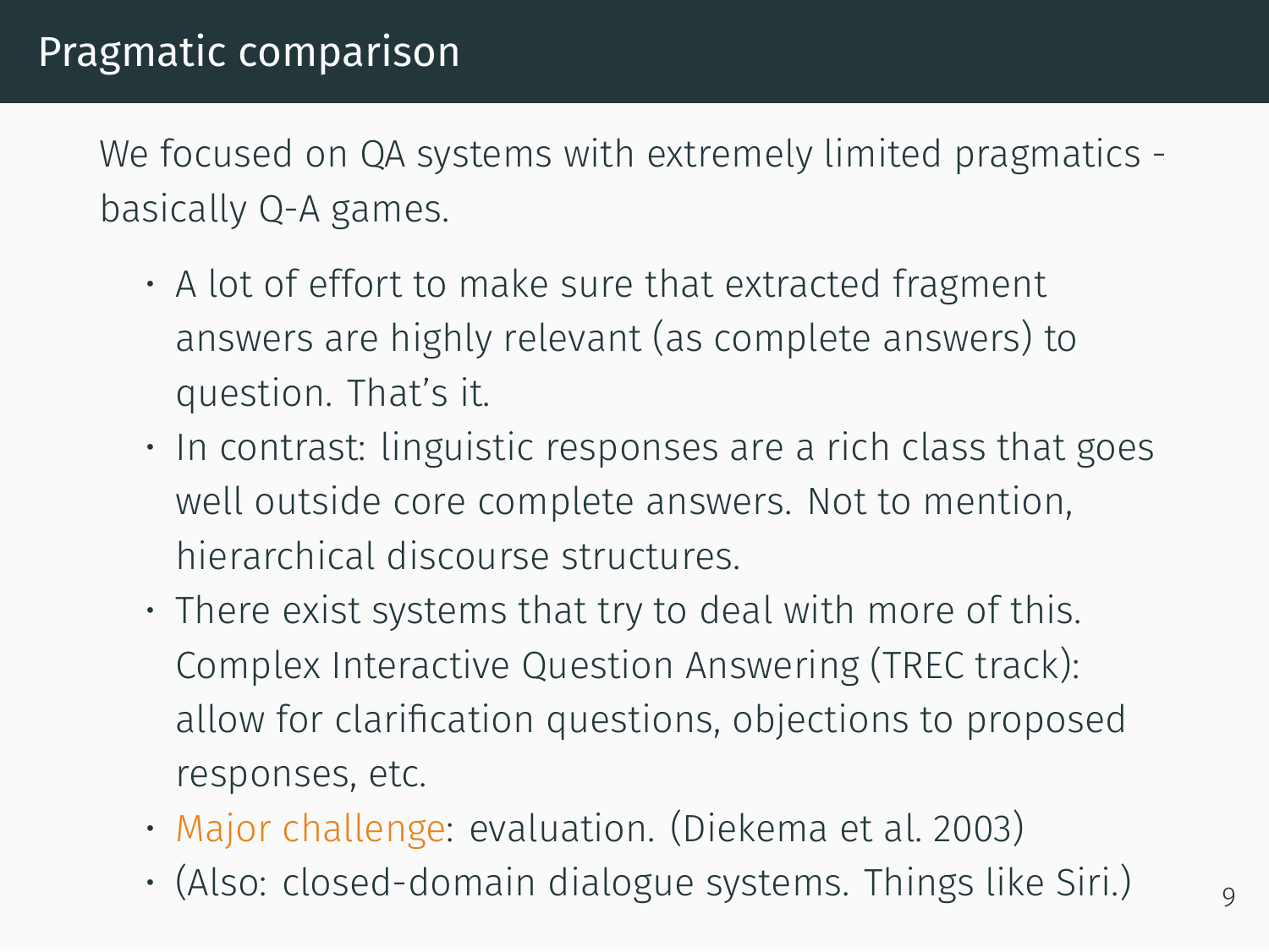# Pragmatic comparison

We focused on QA systems with extremely limited pragmatics - basically Q-A games.

- A lot of effort to make sure that extracted fragment answers are highly relevant (as complete answers) to question. That's it.
- In contrast: linguistic responses are a rich class that goes well outside core complete answers. Not to mention, hierarchical discourse structures.
- There exist systems that try to deal with more of this. Complex Interactive Question Answering (TREC track): allow for clarification questions, objections to proposed responses, etc.
- Major challenge: evaluation. (Diekema et al. 2003)
- (Also: closed-domain dialogue systems. Things like Siri.)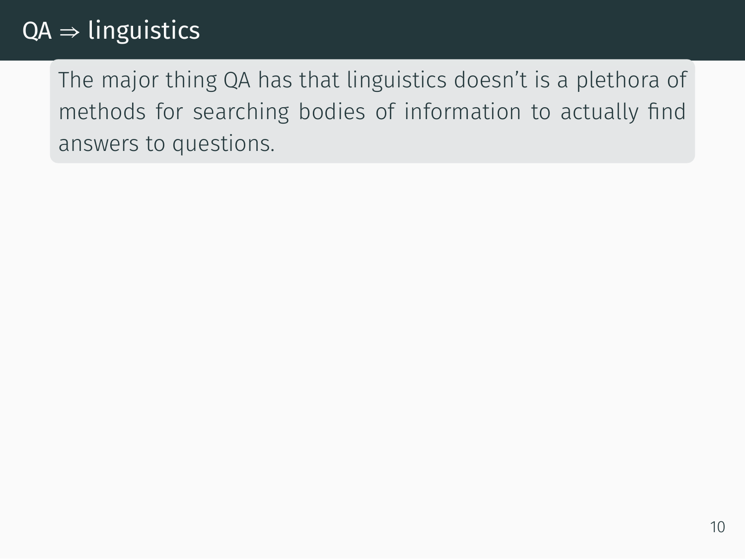# QA $\Rightarrow$ linguistics

The major thing QA has that linguistics doesn't is a plethora of methods for searching bodies of information to actually find answers to questions.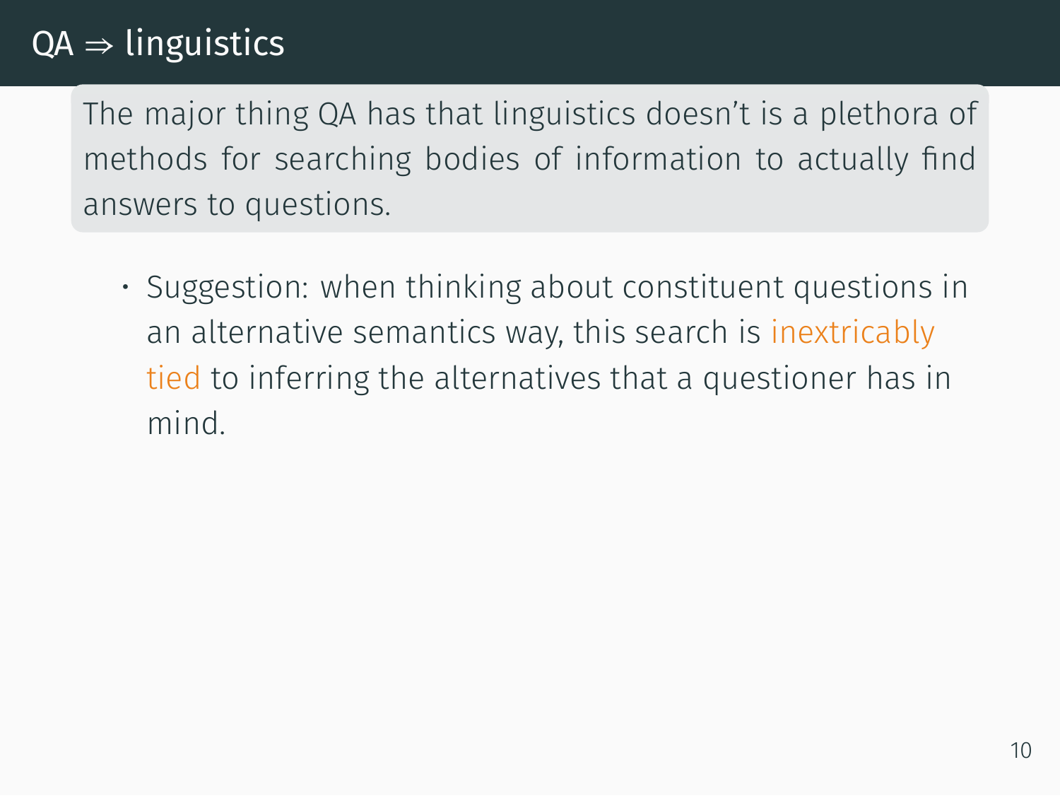# QA ⇒ linguistics

The major thing QA has that linguistics doesn't is a plethora of methods for searching bodies of information to actually find answers to questions.

- Suggestion: when thinking about constituent questions in an alternative semantics way, this search is inextricably tied to inferring the alternatives that a questioner has in mind.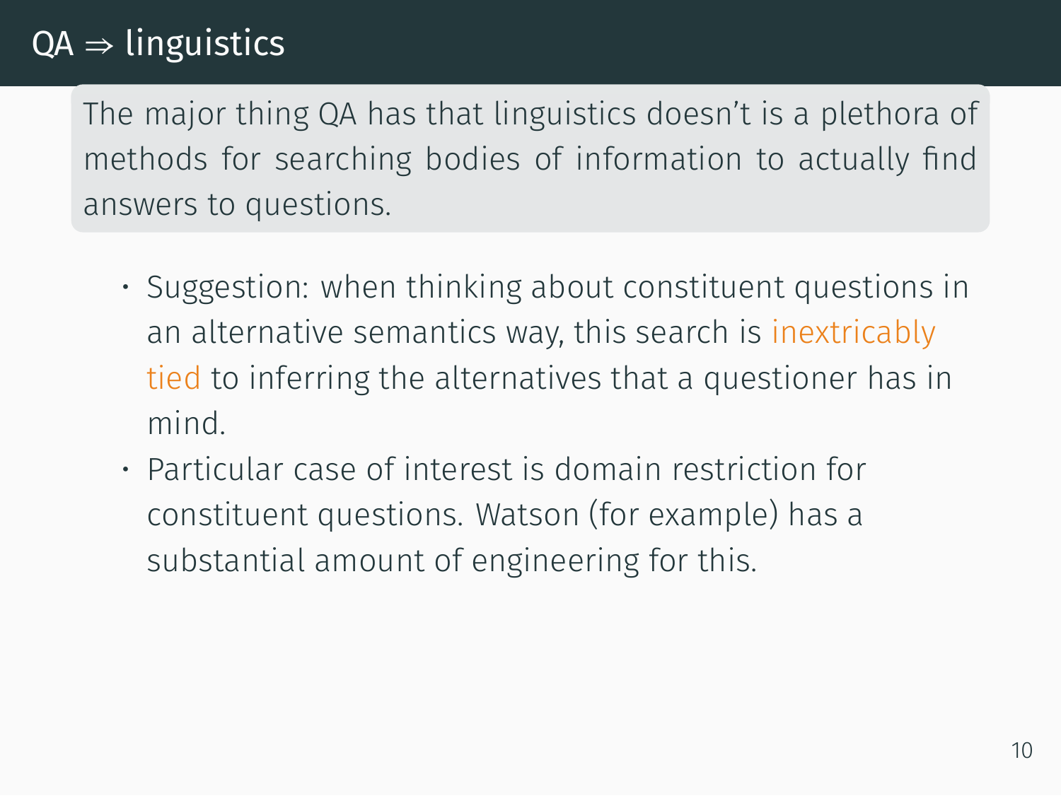# QA ⇒ linguistics

> The major thing QA has that linguistics doesn't is a plethora of methods for searching bodies of information to actually find answers to questions.

- Suggestion: when thinking about constituent questions in an alternative semantics way, this search is *inextricably tied* to inferring the alternatives that a questioner has in mind.
- Particular case of interest is domain restriction for constituent questions. Watson (for example) has a substantial amount of engineering for this.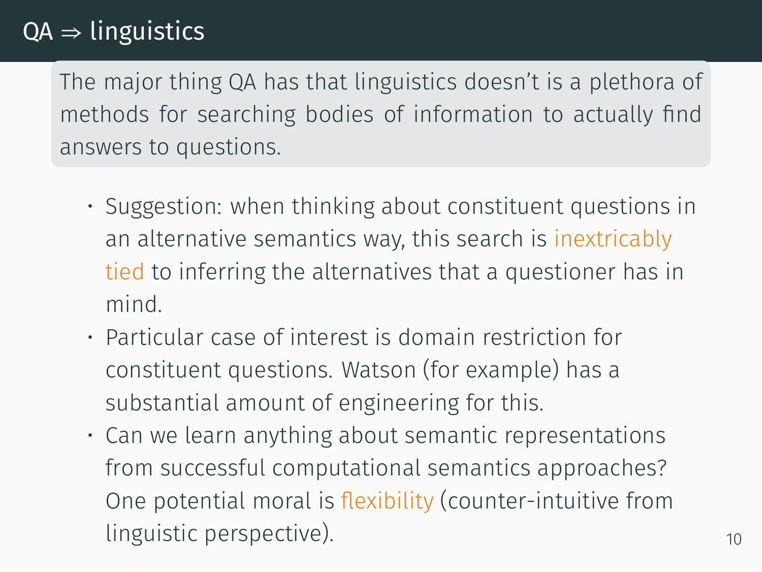# QA ⇒ linguistics

The major thing QA has that linguistics doesn't is a plethora of methods for searching bodies of information to actually find answers to questions.

- Suggestion: when thinking about constituent questions in an alternative semantics way, this search is inextricably tied to inferring the alternatives that a questioner has in mind.
- Particular case of interest is domain restriction for constituent questions. Watson (for example) has a substantial amount of engineering for this.
- Can we learn anything about semantic representations from successful computational semantics approaches? One potential moral is flexibility (counter-intuitive from linguistic perspective).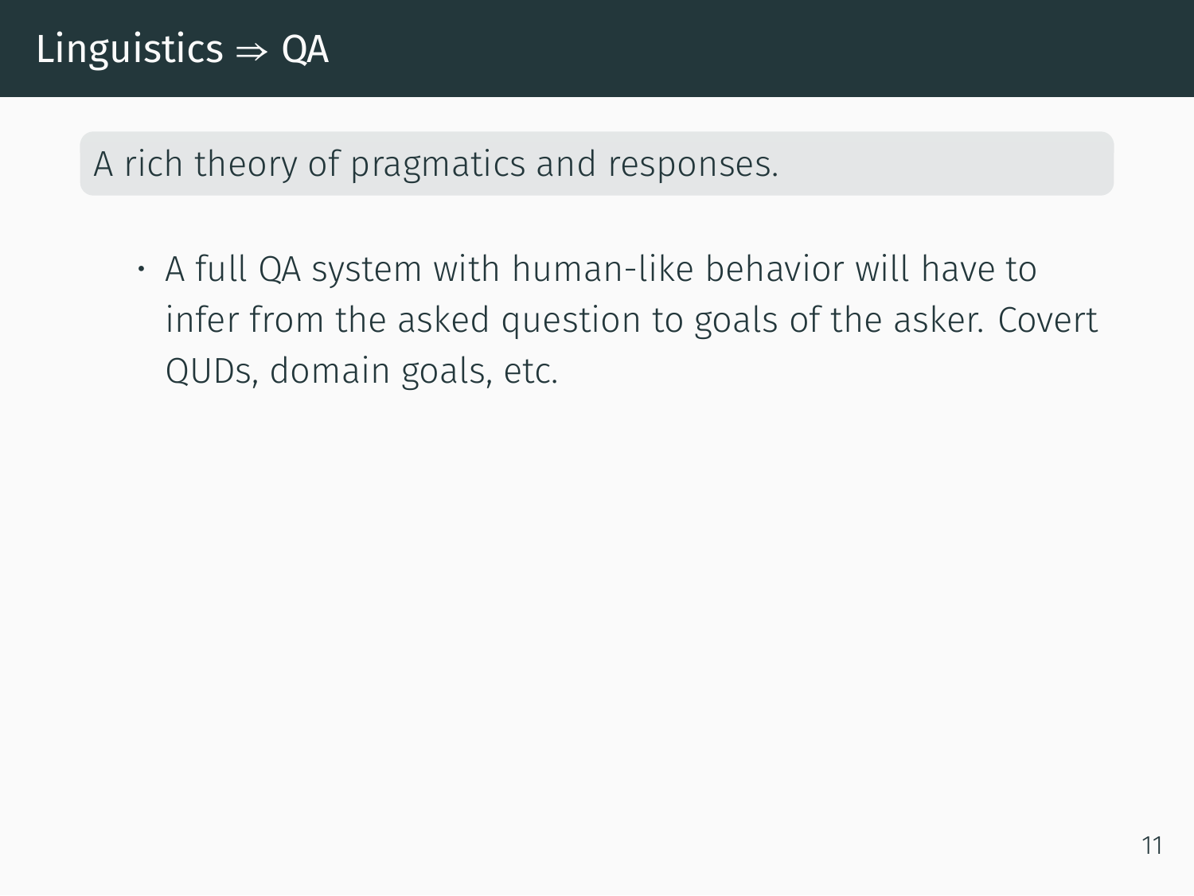# Linguistics ⇒ QA

A rich theory of pragmatics and responses.

- A full QA system with human-like behavior will have to infer from the asked question to goals of the asker. Covert QUDs, domain goals, etc.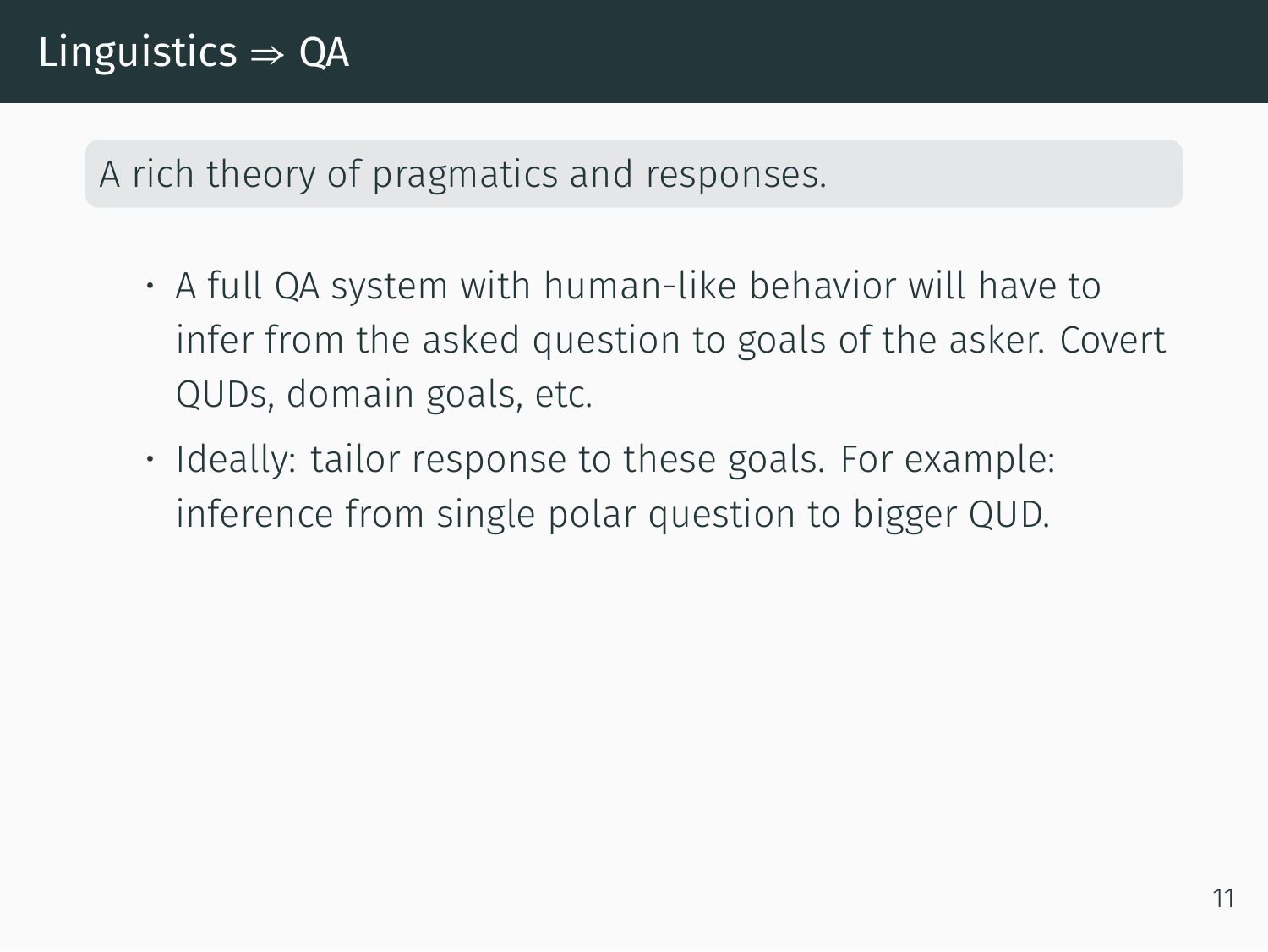# Linguistics ⇒ QA

A rich theory of pragmatics and responses.

- A full QA system with human-like behavior will have to infer from the asked question to goals of the asker. Covert QUDs, domain goals, etc.
- Ideally: tailor response to these goals. For example: inference from single polar question to bigger QUD.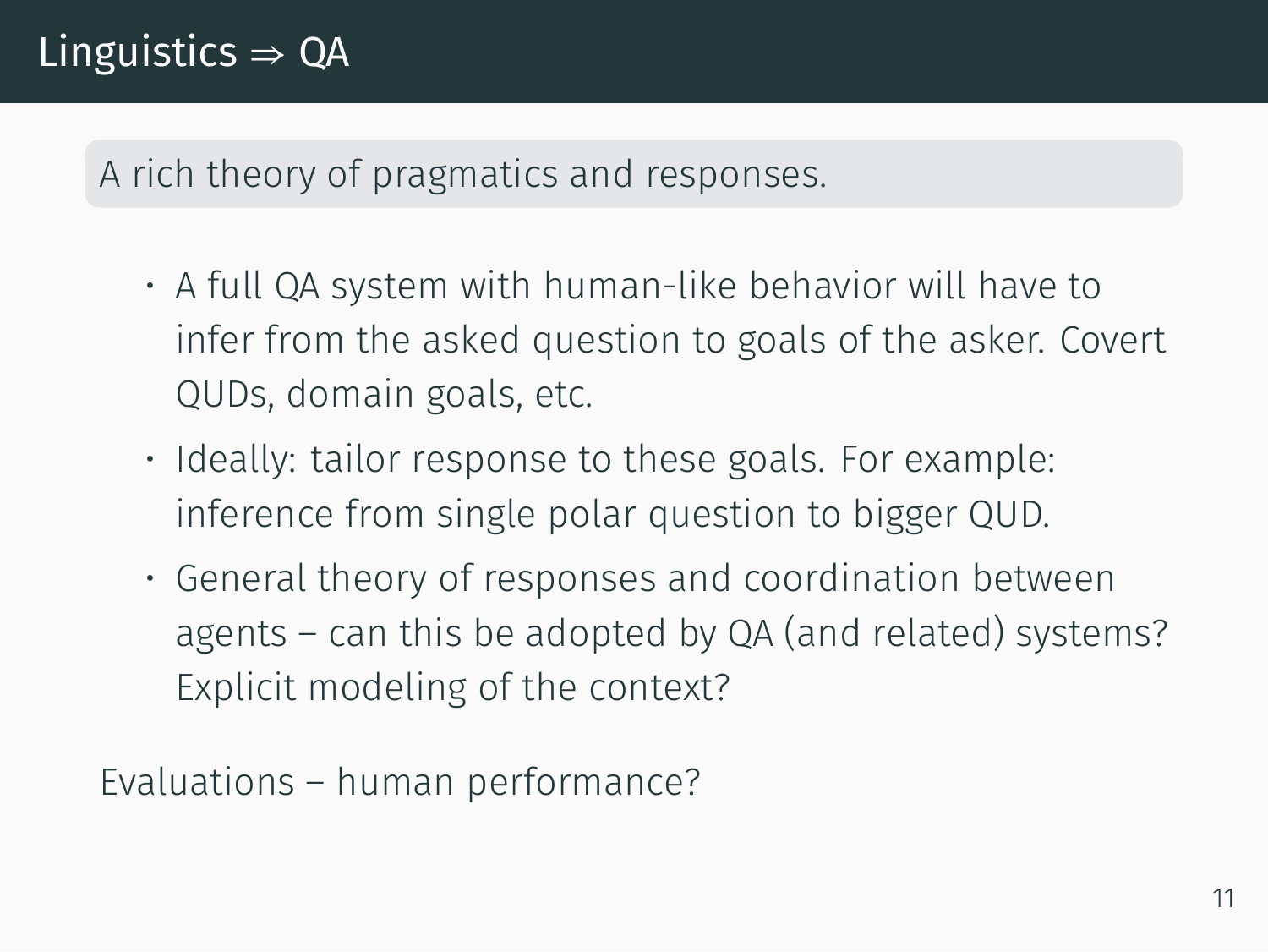# Linguistics ⇒ QA

A rich theory of pragmatics and responses.

- A full QA system with human-like behavior will have to infer from the asked question to goals of the asker. Covert QUDs, domain goals, etc.
- Ideally: tailor response to these goals. For example: inference from single polar question to bigger QUD.
- General theory of responses and coordination between agents – can this be adopted by QA (and related) systems? Explicit modeling of the context?

Evaluations – human performance?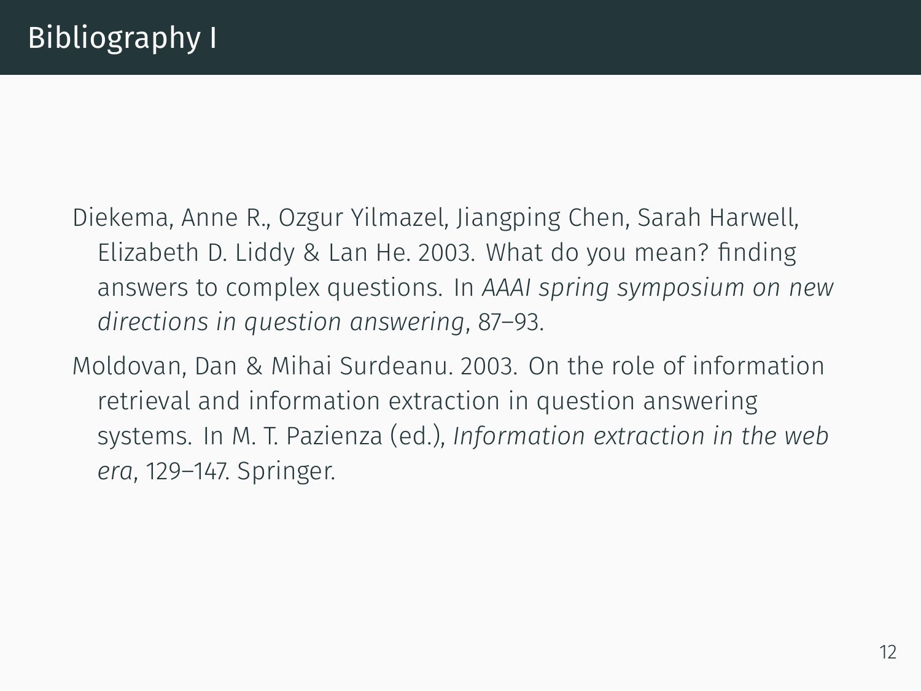# Bibliography I

Diekema, Anne R., Ozgur Yilmazel, Jiangping Chen, Sarah Harwell, Elizabeth D. Liddy & Lan He. 2003. What do you mean? finding answers to complex questions. In *AAAI spring symposium on new directions in question answering*, 87–93.

Moldovan, Dan & Mihai Surdeanu. 2003. On the role of information retrieval and information extraction in question answering systems. In M. T. Pazienza (ed.), *Information extraction in the web era*, 129–147. Springer.